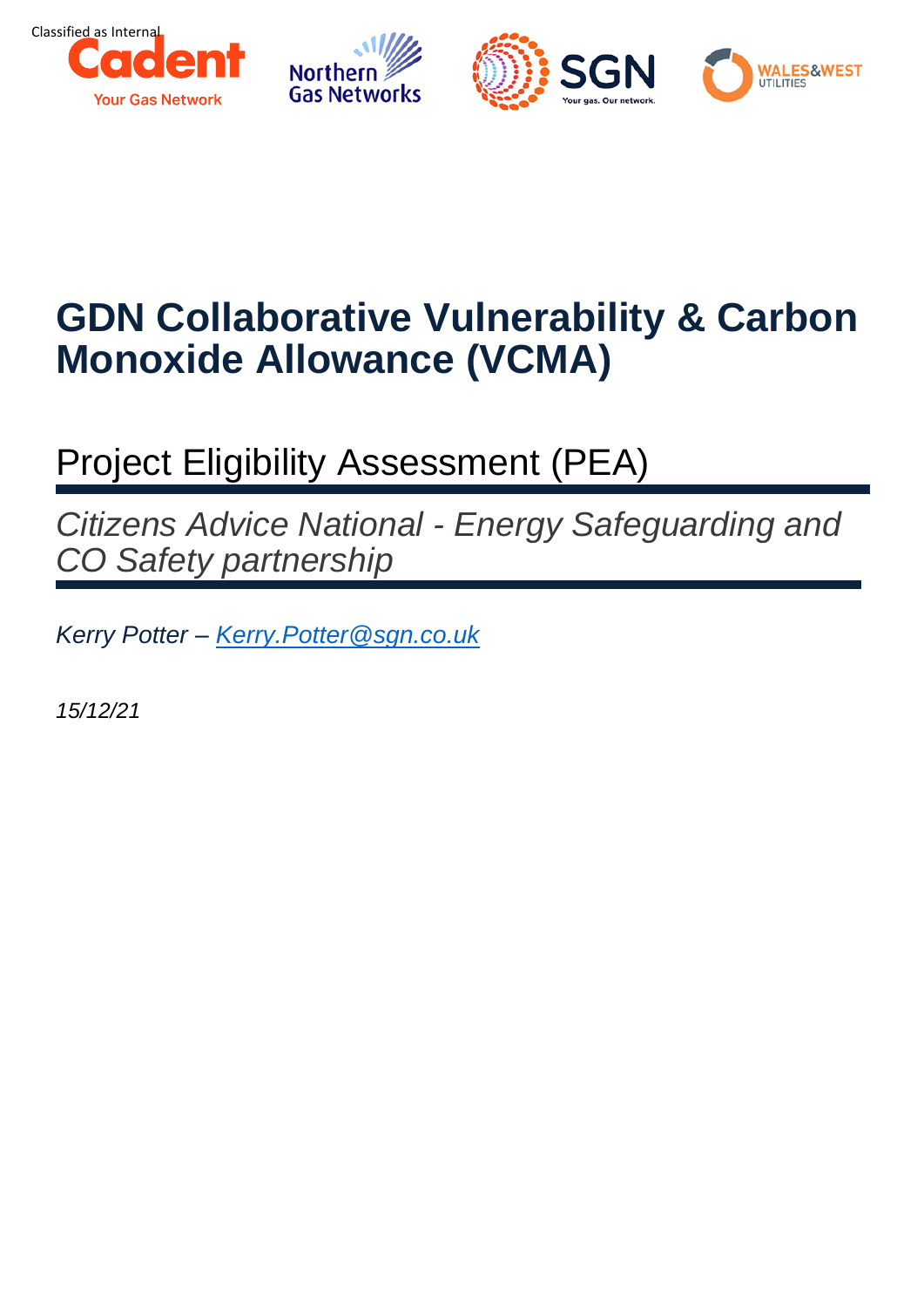Classified as Internal

# GDN Collaborative Vulnerability & Carbon Monoxide Allowance (VCMA)

## Project Eligibility Assessment (PEA)

*Citizens Advice National - Energy Safeguarding and CO Safety partnership*

*Kerry Potter – [Kerry.Potter@sgn.co.uk](mailto:Kerry.Potter@sgn.co.uk)*

*15/12/21*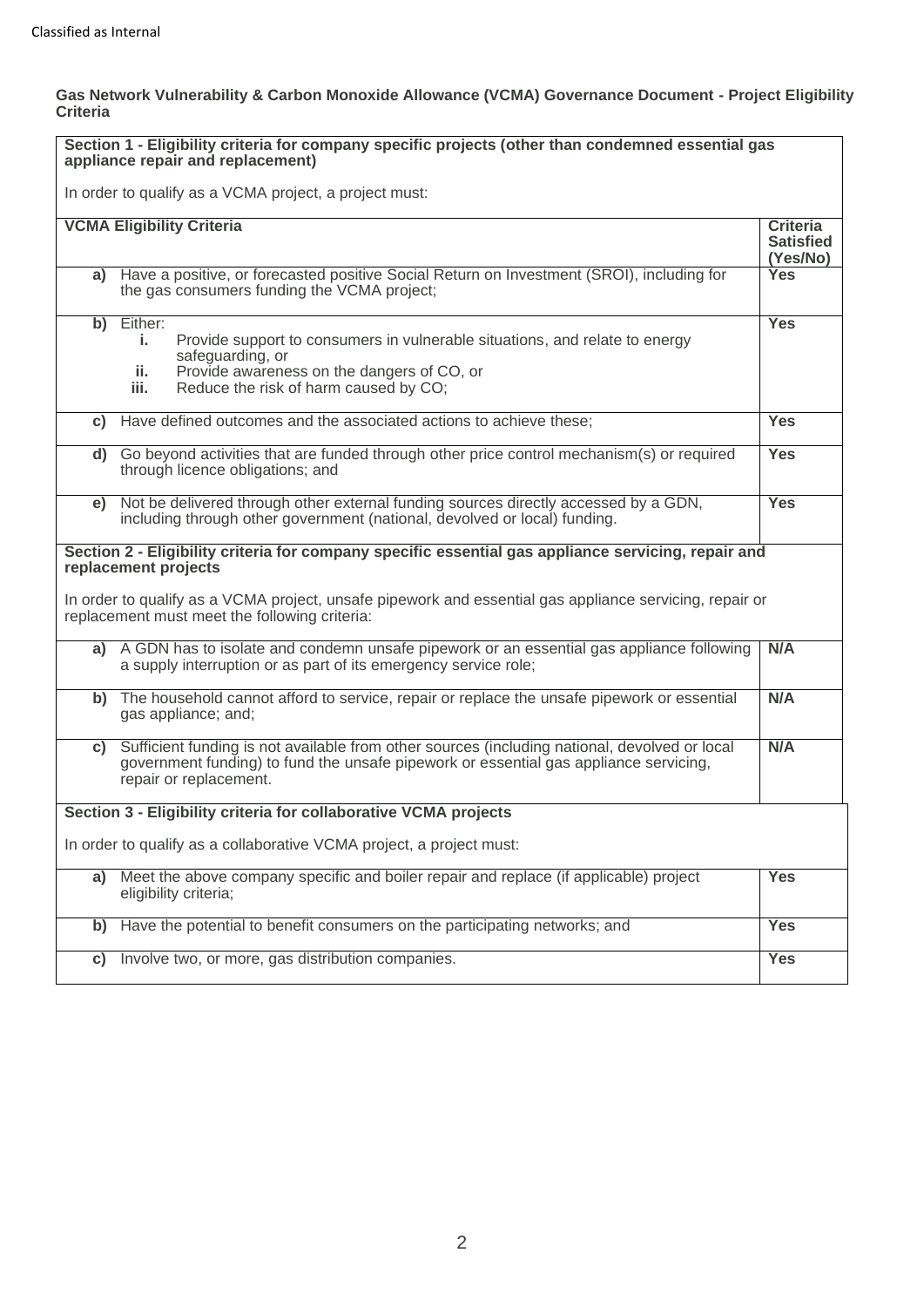**Gas Network Vulnerability & Carbon Monoxide Allowance (VCMA) Governance Document - Project Eligibility Criteria**

| VCMA Eligibility Criteria | | Criteria Satisfied (Yes/No) |
|---|---|---|
| **Section 1 - Eligibility criteria for company specific projects (other than condemned essential gas appliance repair and replacement)**<br><br>In order to qualify as a VCMA project, a project must: | | |
| **a)** | Have a positive, or forecasted positive Social Return on Investment (SROI), including for the gas consumers funding the VCMA project; | **Yes** |
| **b)** | Either:<br>**i.** Provide support to consumers in vulnerable situations, and relate to energy safeguarding, or<br>**ii.** Provide awareness on the dangers of CO, or<br>**iii.** Reduce the risk of harm caused by CO; | **Yes** |
| **c)** | Have defined outcomes and the associated actions to achieve these; | **Yes** |
| **d)** | Go beyond activities that are funded through other price control mechanism(s) or required through licence obligations; and | **Yes** |
| **e)** | Not be delivered through other external funding sources directly accessed by a GDN, including through other government (national, devolved or local) funding. | **Yes** |
| **Section 2 - Eligibility criteria for company specific essential gas appliance servicing, repair and replacement projects**<br><br>In order to qualify as a VCMA project, unsafe pipework and essential gas appliance servicing, repair or replacement must meet the following criteria: | | |
| **a)** | A GDN has to isolate and condemn unsafe pipework or an essential gas appliance following a supply interruption or as part of its emergency service role; | **N/A** |
| **b)** | The household cannot afford to service, repair or replace the unsafe pipework or essential gas appliance; and; | **N/A** |
| **c)** | Sufficient funding is not available from other sources (including national, devolved or local government funding) to fund the unsafe pipework or essential gas appliance servicing, repair or replacement. | **N/A** |
| **Section 3 - Eligibility criteria for collaborative VCMA projects**<br><br>In order to qualify as a collaborative VCMA project, a project must: | | |
| **a)** | Meet the above company specific and boiler repair and replace (if applicable) project eligibility criteria; | **Yes** |
| **b)** | Have the potential to benefit consumers on the participating networks; and | **Yes** |
| **c)** | Involve two, or more, gas distribution companies. | **Yes** |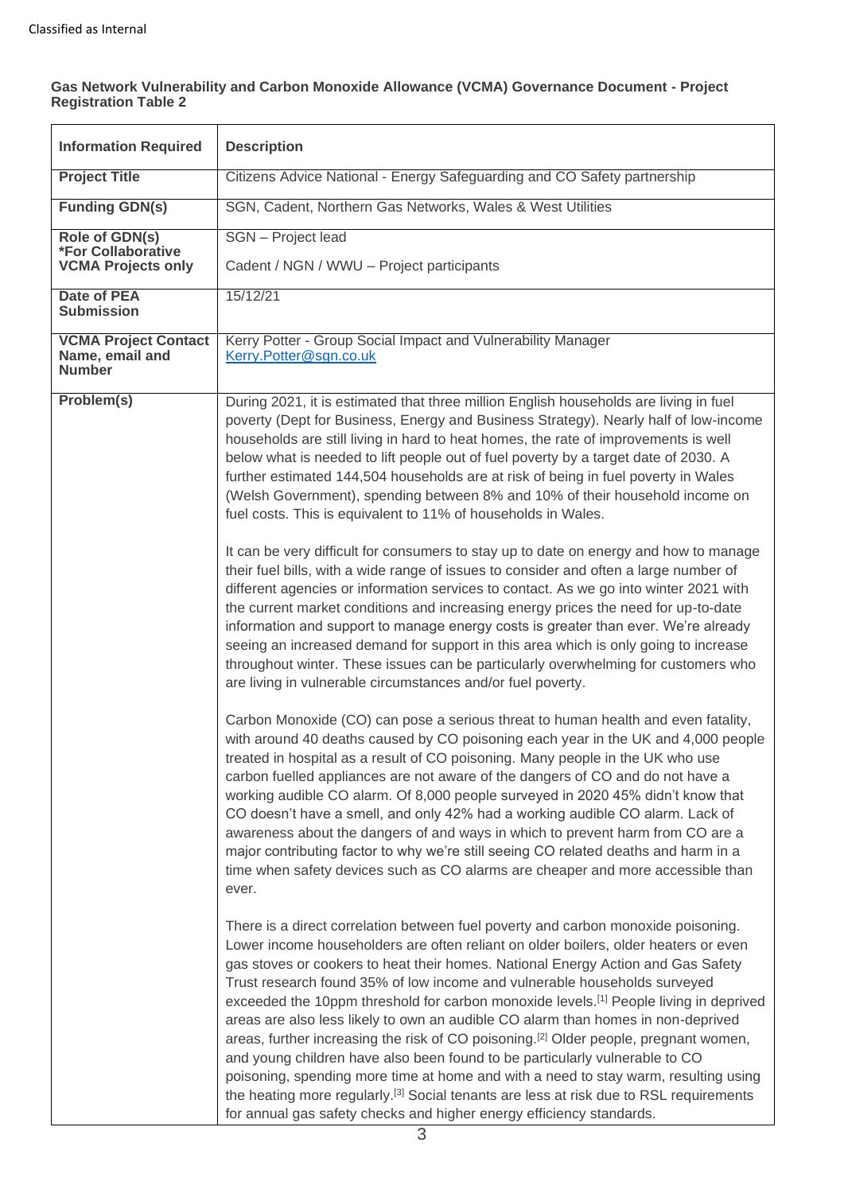**Gas Network Vulnerability and Carbon Monoxide Allowance (VCMA) Governance Document - Project Registration Table 2**

| Information Required | Description |
|---|---|
| **Project Title** | Citizens Advice National - Energy Safeguarding and CO Safety partnership |
| **Funding GDN(s)** | SGN, Cadent, Northern Gas Networks, Wales & West Utilities |
| **Role of GDN(s) *For Collaborative VCMA Projects only** | SGN – Project lead<br><br>Cadent / NGN / WWU – Project participants |
| **Date of PEA Submission** | 15/12/21 |
| **VCMA Project Contact Name, email and Number** | Kerry Potter - Group Social Impact and Vulnerability Manager<br>Kerry.Potter@sgn.co.uk |
| **Problem(s)** | During 2021, it is estimated that three million English households are living in fuel poverty (Dept for Business, Energy and Business Strategy). Nearly half of low-income households are still living in hard to heat homes, the rate of improvements is well below what is needed to lift people out of fuel poverty by a target date of 2030. A further estimated 144,504 households are at risk of being in fuel poverty in Wales (Welsh Government), spending between 8% and 10% of their household income on fuel costs. This is equivalent to 11% of households in Wales.<br><br>It can be very difficult for consumers to stay up to date on energy and how to manage their fuel bills, with a wide range of issues to consider and often a large number of different agencies or information services to contact. As we go into winter 2021 with the current market conditions and increasing energy prices the need for up-to-date information and support to manage energy costs is greater than ever. We're already seeing an increased demand for support in this area which is only going to increase throughout winter. These issues can be particularly overwhelming for customers who are living in vulnerable circumstances and/or fuel poverty.<br><br>Carbon Monoxide (CO) can pose a serious threat to human health and even fatality, with around 40 deaths caused by CO poisoning each year in the UK and 4,000 people treated in hospital as a result of CO poisoning. Many people in the UK who use carbon fuelled appliances are not aware of the dangers of CO and do not have a working audible CO alarm. Of 8,000 people surveyed in 2020 45% didn't know that CO doesn't have a smell, and only 42% had a working audible CO alarm. Lack of awareness about the dangers of and ways in which to prevent harm from CO are a major contributing factor to why we're still seeing CO related deaths and harm in a time when safety devices such as CO alarms are cheaper and more accessible than ever.<br><br>There is a direct correlation between fuel poverty and carbon monoxide poisoning. Lower income householders are often reliant on older boilers, older heaters or even gas stoves or cookers to heat their homes. National Energy Action and Gas Safety Trust research found 35% of low income and vulnerable households surveyed exceeded the 10ppm threshold for carbon monoxide levels.[1] People living in deprived areas are also less likely to own an audible CO alarm than homes in non-deprived areas, further increasing the risk of CO poisoning.[2] Older people, pregnant women, and young children have also been found to be particularly vulnerable to CO poisoning, spending more time at home and with a need to stay warm, resulting using the heating more regularly.[3] Social tenants are less at risk due to RSL requirements for annual gas safety checks and higher energy efficiency standards. |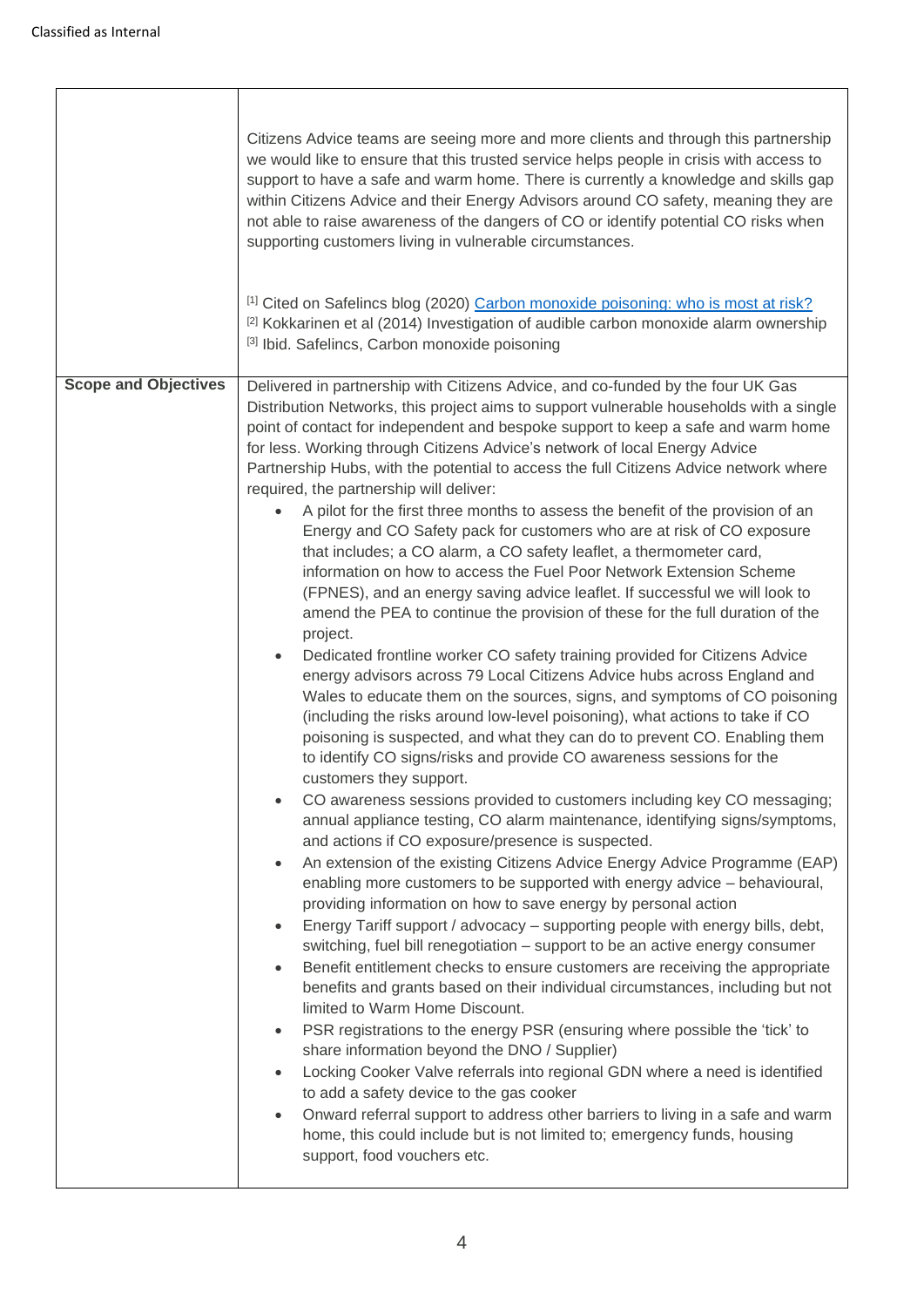| | |
|---|---|
| | Citizens Advice teams are seeing more and more clients and through this partnership we would like to ensure that this trusted service helps people in crisis with access to support to have a safe and warm home. There is currently a knowledge and skills gap within Citizens Advice and their Energy Advisors around CO safety, meaning they are not able to raise awareness of the dangers of CO or identify potential CO risks when supporting customers living in vulnerable circumstances.<br><br>[1] Cited on Safelincs blog (2020) Carbon monoxide poisoning: who is most at risk?<br>[2] Kokkarinen et al (2014) Investigation of audible carbon monoxide alarm ownership<br>[3] Ibid. Safelincs, Carbon monoxide poisoning |
| **Scope and Objectives** | Delivered in partnership with Citizens Advice, and co-funded by the four UK Gas Distribution Networks, this project aims to support vulnerable households with a single point of contact for independent and bespoke support to keep a safe and warm home for less. Working through Citizens Advice's network of local Energy Advice Partnership Hubs, with the potential to access the full Citizens Advice network where required, the partnership will deliver:<br>• A pilot for the first three months to assess the benefit of the provision of an Energy and CO Safety pack for customers who are at risk of CO exposure that includes; a CO alarm, a CO safety leaflet, a thermometer card, information on how to access the Fuel Poor Network Extension Scheme (FPNES), and an energy saving advice leaflet. If successful we will look to amend the PEA to continue the provision of these for the full duration of the project.<br>• Dedicated frontline worker CO safety training provided for Citizens Advice energy advisors across 79 Local Citizens Advice hubs across England and Wales to educate them on the sources, signs, and symptoms of CO poisoning (including the risks around low-level poisoning), what actions to take if CO poisoning is suspected, and what they can do to prevent CO. Enabling them to identify CO signs/risks and provide CO awareness sessions for the customers they support.<br>• CO awareness sessions provided to customers including key CO messaging; annual appliance testing, CO alarm maintenance, identifying signs/symptoms, and actions if CO exposure/presence is suspected.<br>• An extension of the existing Citizens Advice Energy Advice Programme (EAP) enabling more customers to be supported with energy advice – behavioural, providing information on how to save energy by personal action<br>• Energy Tariff support / advocacy – supporting people with energy bills, debt, switching, fuel bill renegotiation – support to be an active energy consumer<br>• Benefit entitlement checks to ensure customers are receiving the appropriate benefits and grants based on their individual circumstances, including but not limited to Warm Home Discount.<br>• PSR registrations to the energy PSR (ensuring where possible the 'tick' to share information beyond the DNO / Supplier)<br>• Locking Cooker Valve referrals into regional GDN where a need is identified to add a safety device to the gas cooker<br>• Onward referral support to address other barriers to living in a safe and warm home, this could include but is not limited to; emergency funds, housing support, food vouchers etc. |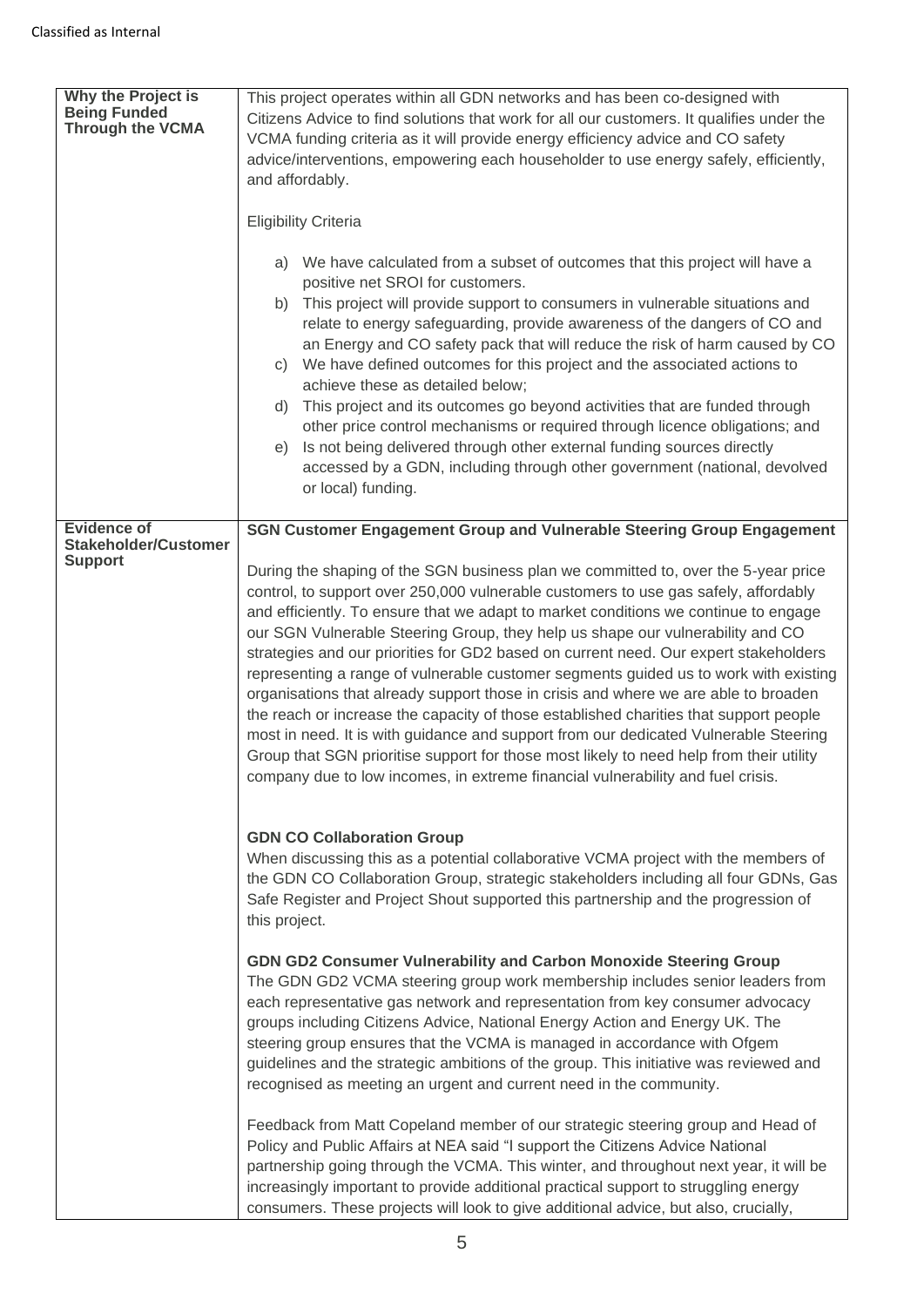| | |
|---|---|
| **Why the Project is Being Funded Through the VCMA** | This project operates within all GDN networks and has been co-designed with Citizens Advice to find solutions that work for all our customers. It qualifies under the VCMA funding criteria as it will provide energy efficiency advice and CO safety advice/interventions, empowering each householder to use energy safely, efficiently, and affordably.<br><br>Eligibility Criteria<br><br>a) We have calculated from a subset of outcomes that this project will have a positive net SROI for customers.<br>b) This project will provide support to consumers in vulnerable situations and relate to energy safeguarding, provide awareness of the dangers of CO and an Energy and CO safety pack that will reduce the risk of harm caused by CO<br>c) We have defined outcomes for this project and the associated actions to achieve these as detailed below;<br>d) This project and its outcomes go beyond activities that are funded through other price control mechanisms or required through licence obligations; and<br>e) Is not being delivered through other external funding sources directly accessed by a GDN, including through other government (national, devolved or local) funding. |
| **Evidence of Stakeholder/Customer Support** | **SGN Customer Engagement Group and Vulnerable Steering Group Engagement**<br><br>During the shaping of the SGN business plan we committed to, over the 5-year price control, to support over 250,000 vulnerable customers to use gas safely, affordably and efficiently. To ensure that we adapt to market conditions we continue to engage our SGN Vulnerable Steering Group, they help us shape our vulnerability and CO strategies and our priorities for GD2 based on current need. Our expert stakeholders representing a range of vulnerable customer segments guided us to work with existing organisations that already support those in crisis and where we are able to broaden the reach or increase the capacity of those established charities that support people most in need. It is with guidance and support from our dedicated Vulnerable Steering Group that SGN prioritise support for those most likely to need help from their utility company due to low incomes, in extreme financial vulnerability and fuel crisis.<br><br>**GDN CO Collaboration Group**<br>When discussing this as a potential collaborative VCMA project with the members of the GDN CO Collaboration Group, strategic stakeholders including all four GDNs, Gas Safe Register and Project Shout supported this partnership and the progression of this project.<br><br>**GDN GD2 Consumer Vulnerability and Carbon Monoxide Steering Group**<br>The GDN GD2 VCMA steering group work membership includes senior leaders from each representative gas network and representation from key consumer advocacy groups including Citizens Advice, National Energy Action and Energy UK. The steering group ensures that the VCMA is managed in accordance with Ofgem guidelines and the strategic ambitions of the group. This initiative was reviewed and recognised as meeting an urgent and current need in the community.<br><br>Feedback from Matt Copeland member of our strategic steering group and Head of Policy and Public Affairs at NEA said "I support the Citizens Advice National partnership going through the VCMA. This winter, and throughout next year, it will be increasingly important to provide additional practical support to struggling energy consumers. These projects will look to give additional advice, but also, crucially, |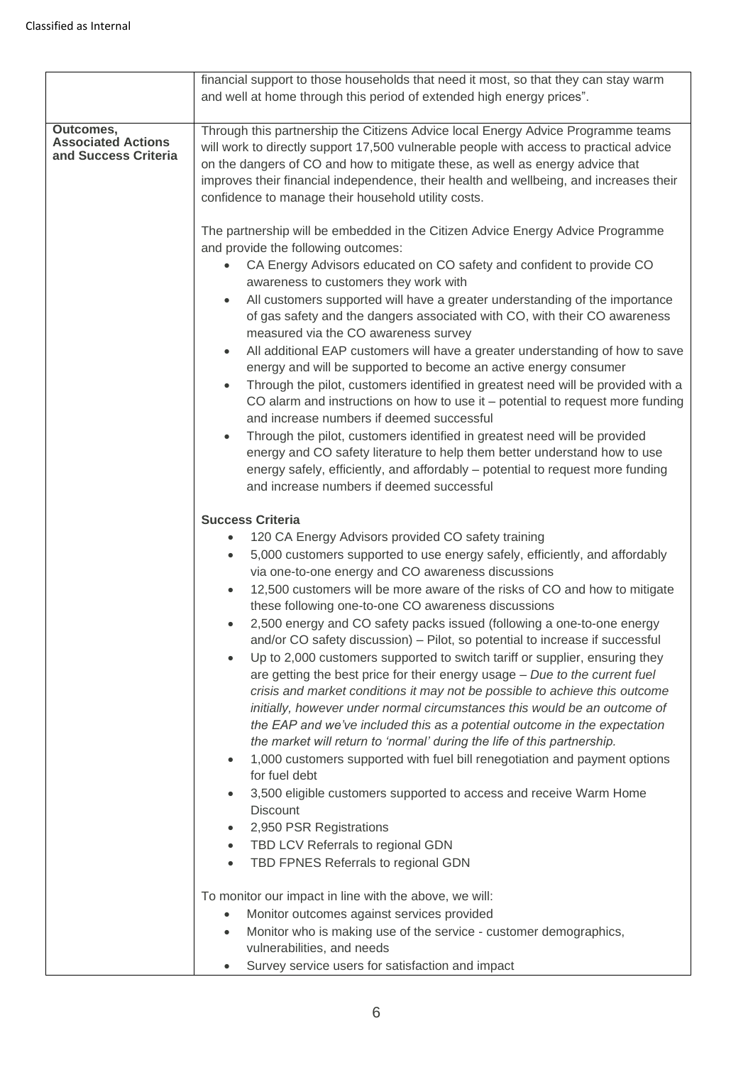| | |
|---|---|
| | financial support to those households that need it most, so that they can stay warm and well at home through this period of extended high energy prices". |
| **Outcomes, Associated Actions and Success Criteria** | Through this partnership the Citizens Advice local Energy Advice Programme teams will work to directly support 17,500 vulnerable people with access to practical advice on the dangers of CO and how to mitigate these, as well as energy advice that improves their financial independence, their health and wellbeing, and increases their confidence to manage their household utility costs.<br><br>The partnership will be embedded in the Citizen Advice Energy Advice Programme and provide the following outcomes:<br>• CA Energy Advisors educated on CO safety and confident to provide CO awareness to customers they work with<br>• All customers supported will have a greater understanding of the importance of gas safety and the dangers associated with CO, with their CO awareness measured via the CO awareness survey<br>• All additional EAP customers will have a greater understanding of how to save energy and will be supported to become an active energy consumer<br>• Through the pilot, customers identified in greatest need will be provided with a CO alarm and instructions on how to use it – potential to request more funding and increase numbers if deemed successful<br>• Through the pilot, customers identified in greatest need will be provided energy and CO safety literature to help them better understand how to use energy safely, efficiently, and affordably – potential to request more funding and increase numbers if deemed successful<br><br>**Success Criteria**<br>• 120 CA Energy Advisors provided CO safety training<br>• 5,000 customers supported to use energy safely, efficiently, and affordably via one-to-one energy and CO awareness discussions<br>• 12,500 customers will be more aware of the risks of CO and how to mitigate these following one-to-one CO awareness discussions<br>• 2,500 energy and CO safety packs issued (following a one-to-one energy and/or CO safety discussion) – Pilot, so potential to increase if successful<br>• Up to 2,000 customers supported to switch tariff or supplier, ensuring they are getting the best price for their energy usage – *Due to the current fuel crisis and market conditions it may not be possible to achieve this outcome initially, however under normal circumstances this would be an outcome of the EAP and we've included this as a potential outcome in the expectation the market will return to 'normal' during the life of this partnership.*<br>• 1,000 customers supported with fuel bill renegotiation and payment options for fuel debt<br>• 3,500 eligible customers supported to access and receive Warm Home Discount<br>• 2,950 PSR Registrations<br>• TBD LCV Referrals to regional GDN<br>• TBD FPNES Referrals to regional GDN<br><br>To monitor our impact in line with the above, we will:<br>• Monitor outcomes against services provided<br>• Monitor who is making use of the service - customer demographics, vulnerabilities, and needs<br>• Survey service users for satisfaction and impact |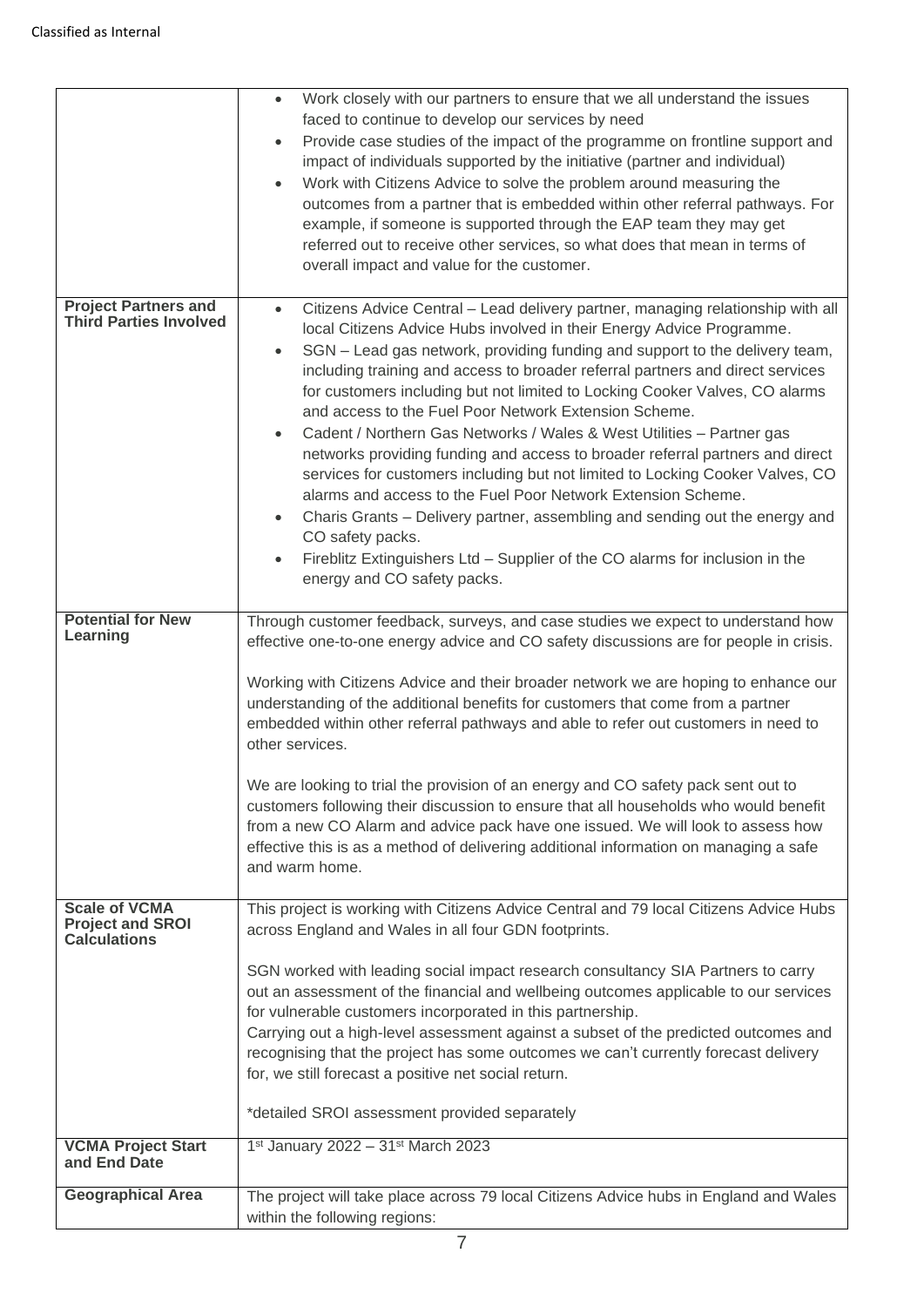| | |
|---|---|
| | • Work closely with our partners to ensure that we all understand the issues faced to continue to develop our services by need<br>• Provide case studies of the impact of the programme on frontline support and impact of individuals supported by the initiative (partner and individual)<br>• Work with Citizens Advice to solve the problem around measuring the outcomes from a partner that is embedded within other referral pathways. For example, if someone is supported through the EAP team they may get referred out to receive other services, so what does that mean in terms of overall impact and value for the customer. |
| **Project Partners and Third Parties Involved** | • Citizens Advice Central – Lead delivery partner, managing relationship with all local Citizens Advice Hubs involved in their Energy Advice Programme.<br>• SGN – Lead gas network, providing funding and support to the delivery team, including training and access to broader referral partners and direct services for customers including but not limited to Locking Cooker Valves, CO alarms and access to the Fuel Poor Network Extension Scheme.<br>• Cadent / Northern Gas Networks / Wales & West Utilities – Partner gas networks providing funding and access to broader referral partners and direct services for customers including but not limited to Locking Cooker Valves, CO alarms and access to the Fuel Poor Network Extension Scheme.<br>• Charis Grants – Delivery partner, assembling and sending out the energy and CO safety packs.<br>• Fireblitz Extinguishers Ltd – Supplier of the CO alarms for inclusion in the energy and CO safety packs. |
| **Potential for New Learning** | Through customer feedback, surveys, and case studies we expect to understand how effective one-to-one energy advice and CO safety discussions are for people in crisis.<br><br>Working with Citizens Advice and their broader network we are hoping to enhance our understanding of the additional benefits for customers that come from a partner embedded within other referral pathways and able to refer out customers in need to other services.<br><br>We are looking to trial the provision of an energy and CO safety pack sent out to customers following their discussion to ensure that all households who would benefit from a new CO Alarm and advice pack have one issued. We will look to assess how effective this is as a method of delivering additional information on managing a safe and warm home. |
| **Scale of VCMA Project and SROI Calculations** | This project is working with Citizens Advice Central and 79 local Citizens Advice Hubs across England and Wales in all four GDN footprints.<br><br>SGN worked with leading social impact research consultancy SIA Partners to carry out an assessment of the financial and wellbeing outcomes applicable to our services for vulnerable customers incorporated in this partnership.<br>Carrying out a high-level assessment against a subset of the predicted outcomes and recognising that the project has some outcomes we can't currently forecast delivery for, we still forecast a positive net social return.<br><br>*detailed SROI assessment provided separately |
| **VCMA Project Start and End Date** | 1st January 2022 – 31st March 2023 |
| **Geographical Area** | The project will take place across 79 local Citizens Advice hubs in England and Wales within the following regions: |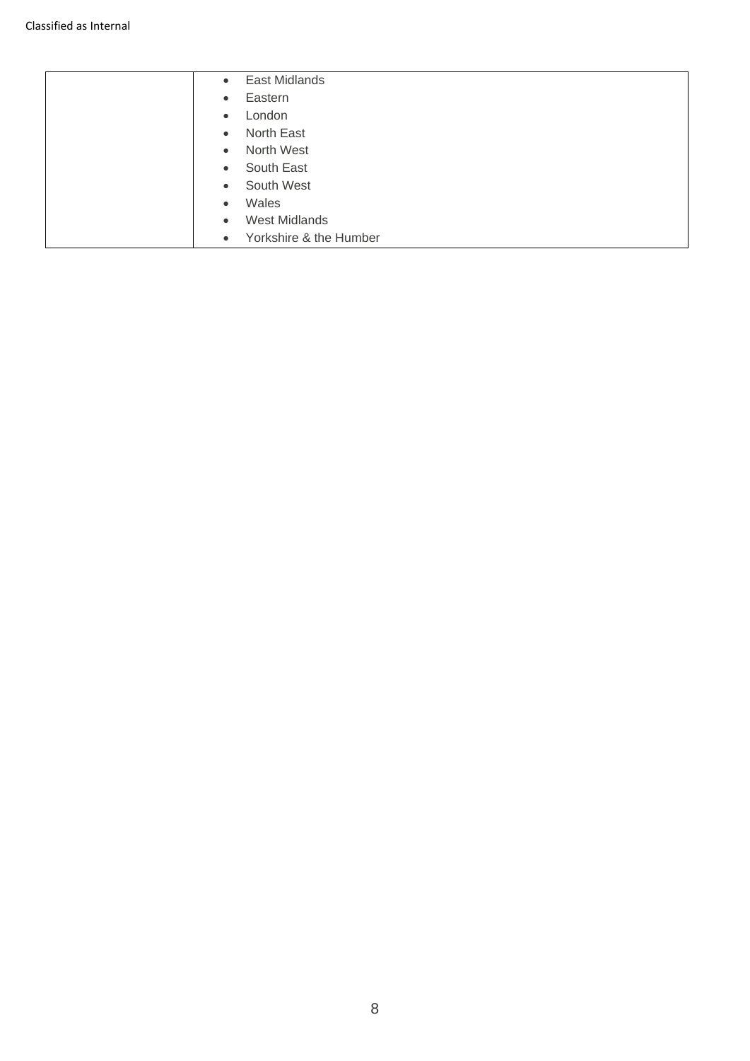| | |
|---|---|
| | • East Midlands<br>• Eastern<br>• London<br>• North East<br>• North West<br>• South East<br>• South West<br>• Wales<br>• West Midlands<br>• Yorkshire & the Humber |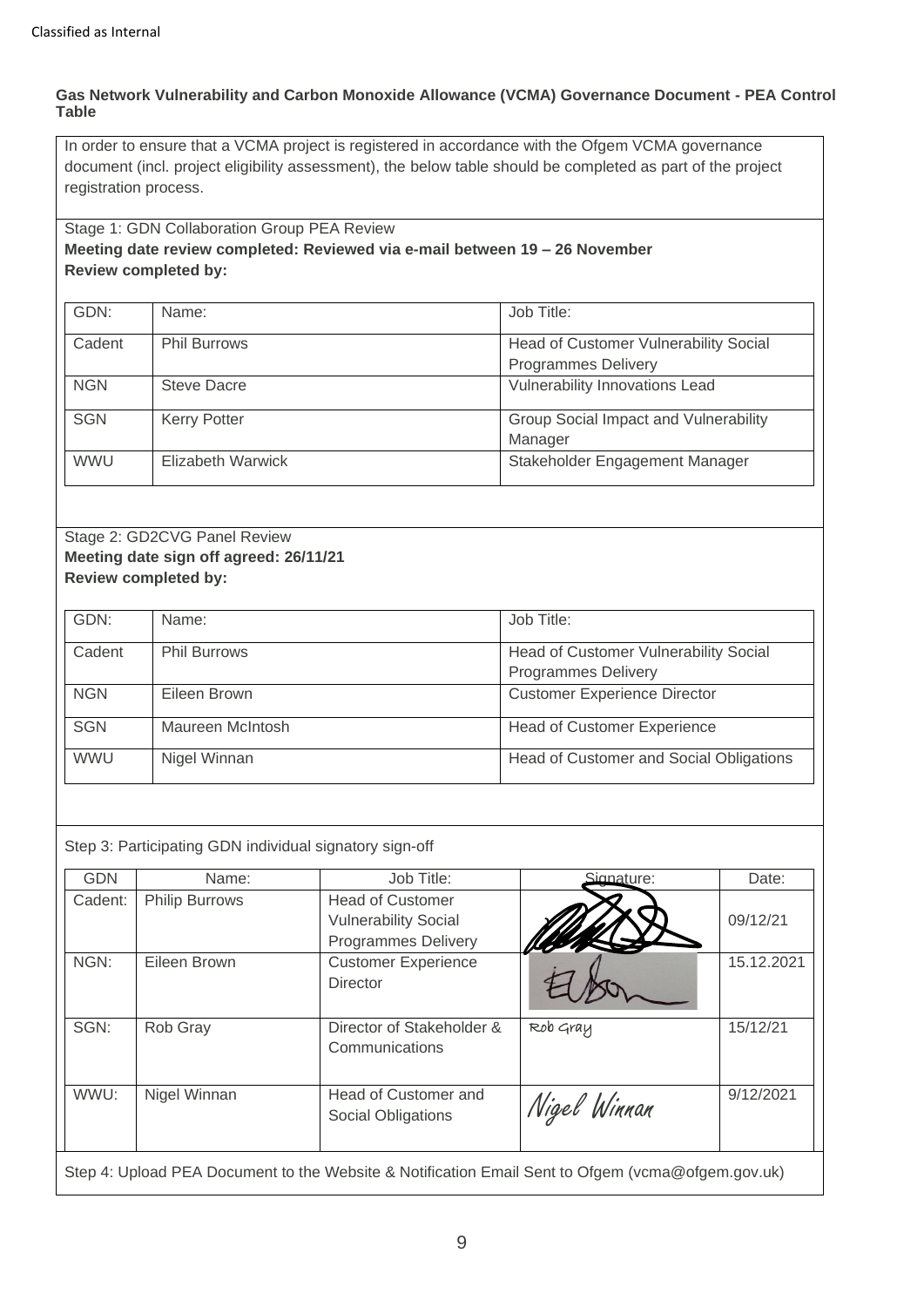**Gas Network Vulnerability and Carbon Monoxide Allowance (VCMA) Governance Document - PEA Control Table**

In order to ensure that a VCMA project is registered in accordance with the Ofgem VCMA governance document (incl. project eligibility assessment), the below table should be completed as part of the project registration process.

Stage 1: GDN Collaboration Group PEA Review

**Meeting date review completed: Reviewed via e-mail between 19 – 26 November**

**Review completed by:**

| GDN: | Name: | Job Title: |
|---|---|---|
| Cadent | Phil Burrows | Head of Customer Vulnerability Social Programmes Delivery |
| NGN | Steve Dacre | Vulnerability Innovations Lead |
| SGN | Kerry Potter | Group Social Impact and Vulnerability Manager |
| WWU | Elizabeth Warwick | Stakeholder Engagement Manager |

Stage 2: GD2CVG Panel Review

**Meeting date sign off agreed: 26/11/21**

**Review completed by:**

| GDN: | Name: | Job Title: |
|---|---|---|
| Cadent | Phil Burrows | Head of Customer Vulnerability Social Programmes Delivery |
| NGN | Eileen Brown | Customer Experience Director |
| SGN | Maureen McIntosh | Head of Customer Experience |
| WWU | Nigel Winnan | Head of Customer and Social Obligations |

Step 3: Participating GDN individual signatory sign-off

| GDN | Name: | Job Title: | Signature: | Date: |
|---|---|---|---|---|
| Cadent: | Philip Burrows | Head of Customer Vulnerability Social Programmes Delivery | [signature] | 09/12/21 |
| NGN: | Eileen Brown | Customer Experience Director | [signature] | 15.12.2021 |
| SGN: | Rob Gray | Director of Stakeholder & Communications | Rob Gray | 15/12/21 |
| WWU: | Nigel Winnan | Head of Customer and Social Obligations | Nigel Winnan | 9/12/2021 |

Step 4: Upload PEA Document to the Website & Notification Email Sent to Ofgem (vcma@ofgem.gov.uk)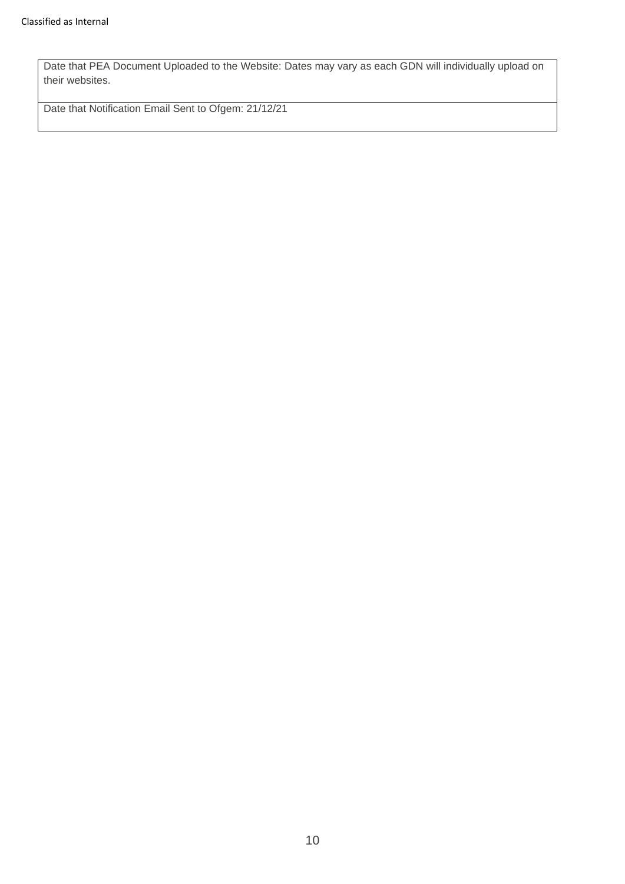| |
|---|
| Date that PEA Document Uploaded to the Website: Dates may vary as each GDN will individually upload on their websites. |
| Date that Notification Email Sent to Ofgem: 21/12/21 |